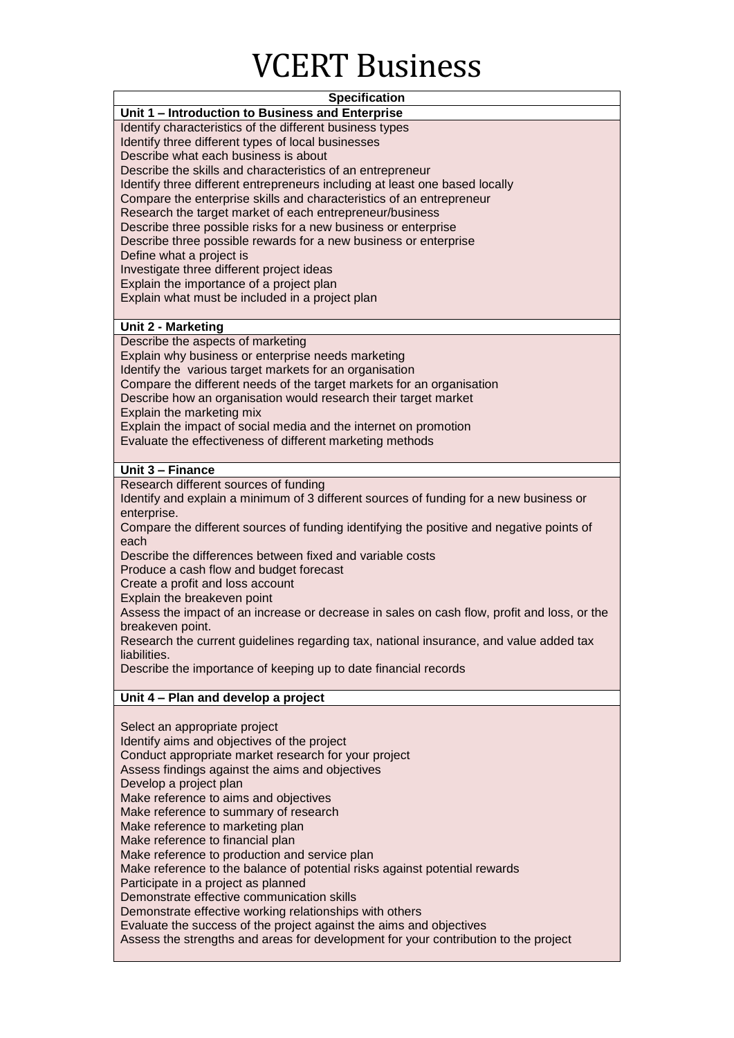# VCERT Business

| Specification |
|---|
| **Unit 1 – Introduction to Business and Enterprise** |
| Identify characteristics of the different business types<br>Identify three different types of local businesses<br>Describe what each business is about<br>Describe the skills and characteristics of an entrepreneur<br>Identify three different entrepreneurs including at least one based locally<br>Compare the enterprise skills and characteristics of an entrepreneur<br>Research the target market of each entrepreneur/business<br>Describe three possible risks for a new business or enterprise<br>Describe three possible rewards for a new business or enterprise<br>Define what a project is<br>Investigate three different project ideas<br>Explain the importance of a project plan<br>Explain what must be included in a project plan |
| **Unit 2 - Marketing** |
| Describe the aspects of marketing<br>Explain why business or enterprise needs marketing<br>Identify the various target markets for an organisation<br>Compare the different needs of the target markets for an organisation<br>Describe how an organisation would research their target market<br>Explain the marketing mix<br>Explain the impact of social media and the internet on promotion<br>Evaluate the effectiveness of different marketing methods |
| **Unit 3 – Finance** |
| Research different sources of funding<br>Identify and explain a minimum of 3 different sources of funding for a new business or enterprise.<br>Compare the different sources of funding identifying the positive and negative points of each<br>Describe the differences between fixed and variable costs<br>Produce a cash flow and budget forecast<br>Create a profit and loss account<br>Explain the breakeven point<br>Assess the impact of an increase or decrease in sales on cash flow, profit and loss, or the breakeven point.<br>Research the current guidelines regarding tax, national insurance, and value added tax liabilities.<br>Describe the importance of keeping up to date financial records |
| **Unit 4 – Plan and develop a project** |
| Select an appropriate project<br>Identify aims and objectives of the project<br>Conduct appropriate market research for your project<br>Assess findings against the aims and objectives<br>Develop a project plan<br>Make reference to aims and objectives<br>Make reference to summary of research<br>Make reference to marketing plan<br>Make reference to financial plan<br>Make reference to production and service plan<br>Make reference to the balance of potential risks against potential rewards<br>Participate in a project as planned<br>Demonstrate effective communication skills<br>Demonstrate effective working relationships with others<br>Evaluate the success of the project against the aims and objectives<br>Assess the strengths and areas for development for your contribution to the project |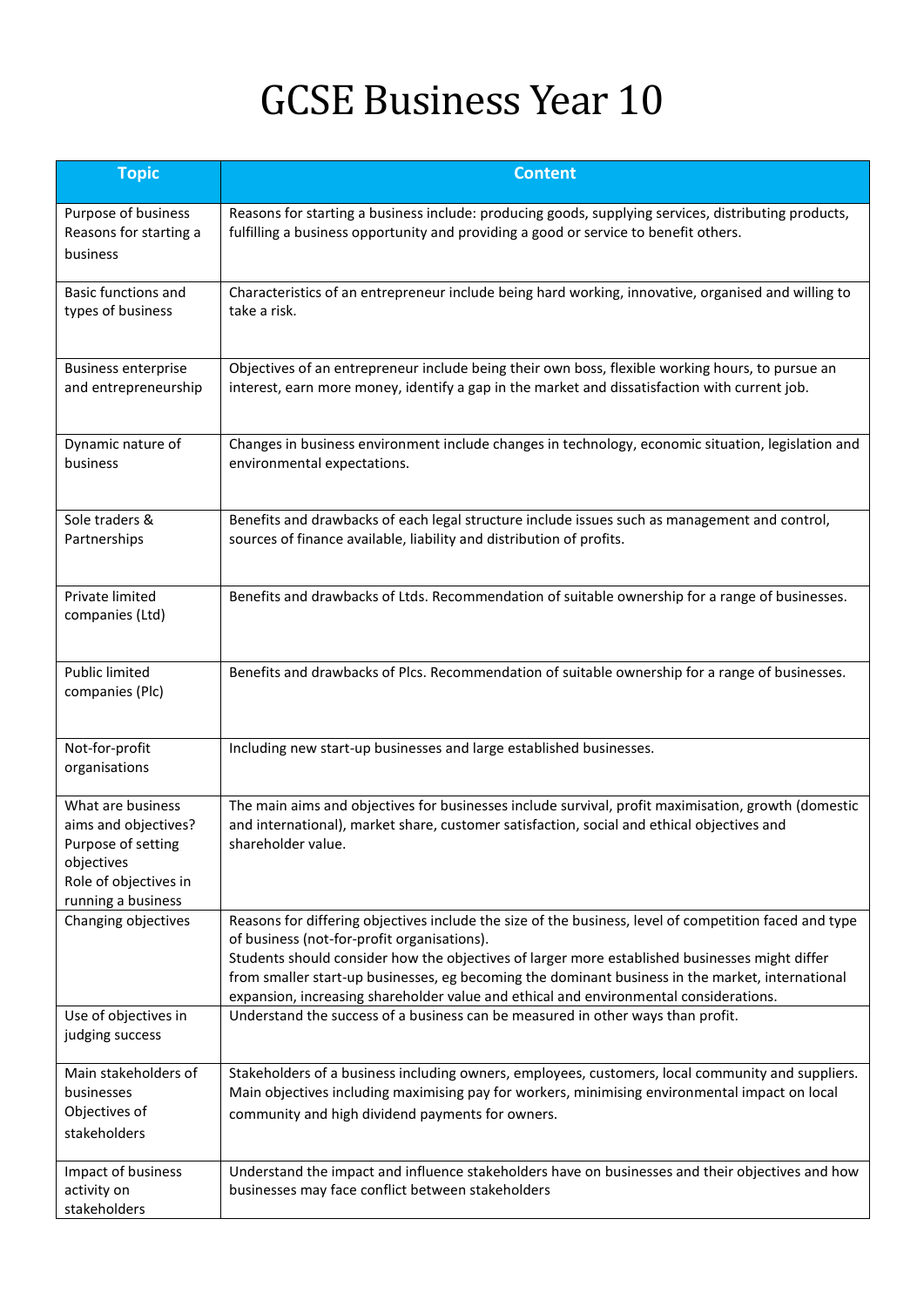# GCSE Business Year 10

| Topic | Content |
|---|---|
| Purpose of business<br>Reasons for starting a business | Reasons for starting a business include: producing goods, supplying services, distributing products, fulfilling a business opportunity and providing a good or service to benefit others. |
| Basic functions and types of business | Characteristics of an entrepreneur include being hard working, innovative, organised and willing to take a risk. |
| Business enterprise and entrepreneurship | Objectives of an entrepreneur include being their own boss, flexible working hours, to pursue an interest, earn more money, identify a gap in the market and dissatisfaction with current job. |
| Dynamic nature of business | Changes in business environment include changes in technology, economic situation, legislation and environmental expectations. |
| Sole traders & Partnerships | Benefits and drawbacks of each legal structure include issues such as management and control, sources of finance available, liability and distribution of profits. |
| Private limited companies (Ltd) | Benefits and drawbacks of Ltds. Recommendation of suitable ownership for a range of businesses. |
| Public limited companies (Plc) | Benefits and drawbacks of Plcs. Recommendation of suitable ownership for a range of businesses. |
| Not-for-profit organisations | Including new start-up businesses and large established businesses. |
| What are business aims and objectives?<br>Purpose of setting objectives<br>Role of objectives in running a business | The main aims and objectives for businesses include survival, profit maximisation, growth (domestic and international), market share, customer satisfaction, social and ethical objectives and shareholder value. |
| Changing objectives | Reasons for differing objectives include the size of the business, level of competition faced and type of business (not-for-profit organisations).<br>Students should consider how the objectives of larger more established businesses might differ from smaller start-up businesses, eg becoming the dominant business in the market, international expansion, increasing shareholder value and ethical and environmental considerations. |
| Use of objectives in judging success | Understand the success of a business can be measured in other ways than profit. |
| Main stakeholders of businesses<br>Objectives of stakeholders | Stakeholders of a business including owners, employees, customers, local community and suppliers. Main objectives including maximising pay for workers, minimising environmental impact on local community and high dividend payments for owners. |
| Impact of business activity on stakeholders | Understand the impact and influence stakeholders have on businesses and their objectives and how businesses may face conflict between stakeholders |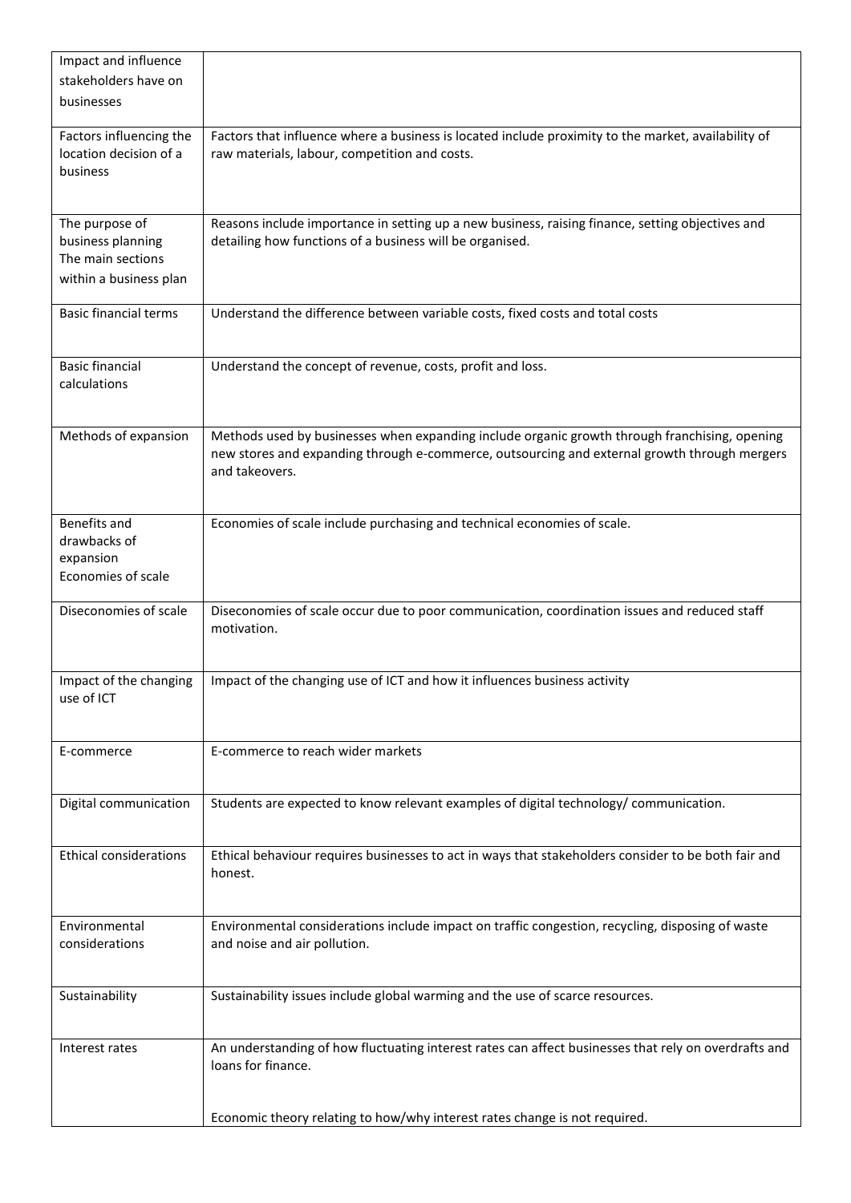| | |
|---|---|
| Impact and influence stakeholders have on businesses | |
| Factors influencing the location decision of a business | Factors that influence where a business is located include proximity to the market, availability of raw materials, labour, competition and costs. |
| The purpose of business planning<br>The main sections within a business plan | Reasons include importance in setting up a new business, raising finance, setting objectives and detailing how functions of a business will be organised. |
| Basic financial terms | Understand the difference between variable costs, fixed costs and total costs |
| Basic financial calculations | Understand the concept of revenue, costs, profit and loss. |
| Methods of expansion | Methods used by businesses when expanding include organic growth through franchising, opening new stores and expanding through e-commerce, outsourcing and external growth through mergers and takeovers. |
| Benefits and drawbacks of expansion<br>Economies of scale | Economies of scale include purchasing and technical economies of scale. |
| Diseconomies of scale | Diseconomies of scale occur due to poor communication, coordination issues and reduced staff motivation. |
| Impact of the changing use of ICT | Impact of the changing use of ICT and how it influences business activity |
| E-commerce | E-commerce to reach wider markets |
| Digital communication | Students are expected to know relevant examples of digital technology/ communication. |
| Ethical considerations | Ethical behaviour requires businesses to act in ways that stakeholders consider to be both fair and honest. |
| Environmental considerations | Environmental considerations include impact on traffic congestion, recycling, disposing of waste and noise and air pollution. |
| Sustainability | Sustainability issues include global warming and the use of scarce resources. |
| Interest rates | An understanding of how fluctuating interest rates can affect businesses that rely on overdrafts and loans for finance.<br><br>Economic theory relating to how/why interest rates change is not required. |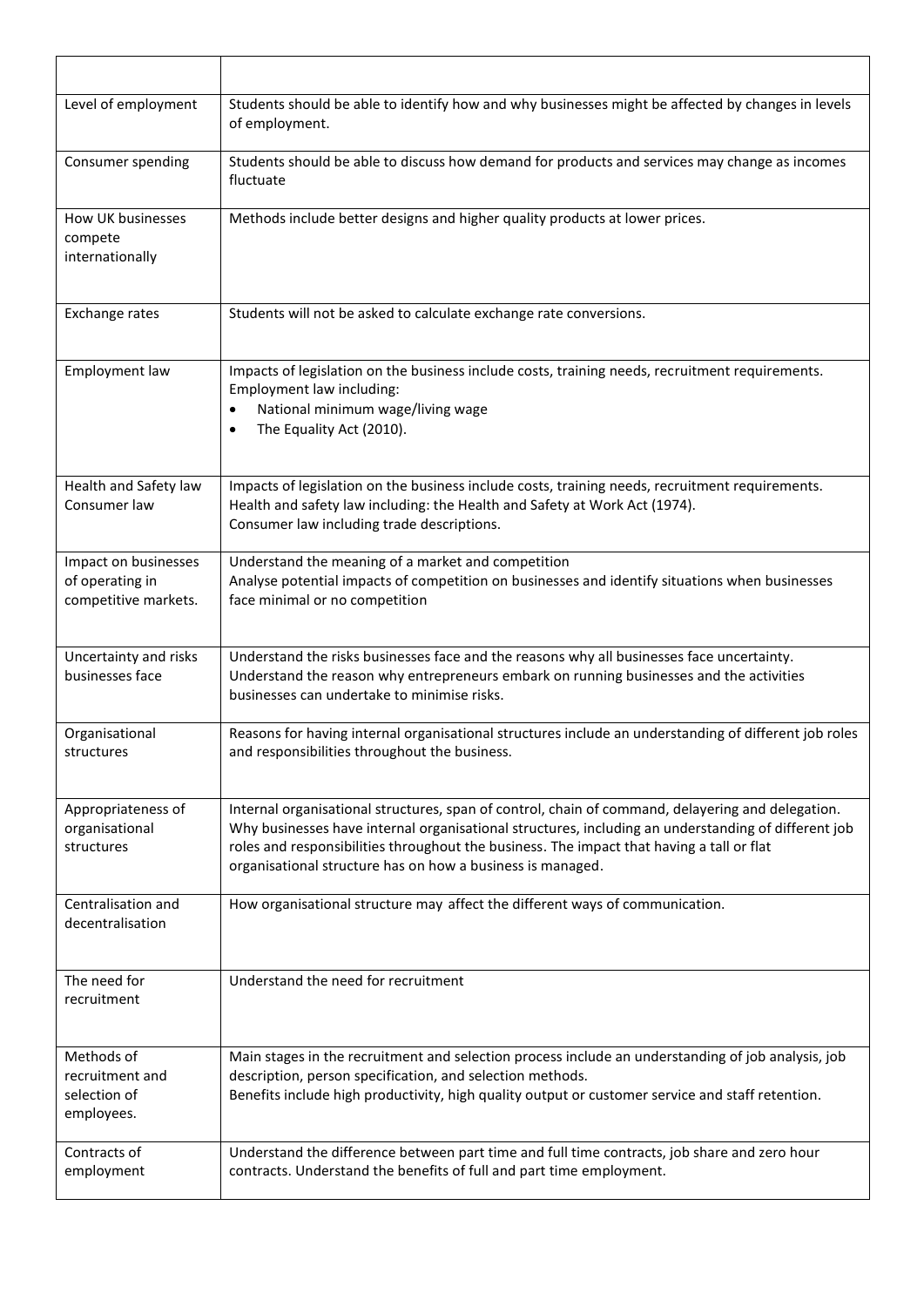| | |
|---|---|
| Level of employment | Students should be able to identify how and why businesses might be affected by changes in levels of employment. |
| Consumer spending | Students should be able to discuss how demand for products and services may change as incomes fluctuate |
| How UK businesses compete internationally | Methods include better designs and higher quality products at lower prices. |
| Exchange rates | Students will not be asked to calculate exchange rate conversions. |
| Employment law | Impacts of legislation on the business include costs, training needs, recruitment requirements.<br>Employment law including:<br>• National minimum wage/living wage<br>• The Equality Act (2010). |
| Health and Safety law<br>Consumer law | Impacts of legislation on the business include costs, training needs, recruitment requirements.<br>Health and safety law including: the Health and Safety at Work Act (1974).<br>Consumer law including trade descriptions. |
| Impact on businesses of operating in competitive markets. | Understand the meaning of a market and competition<br>Analyse potential impacts of competition on businesses and identify situations when businesses face minimal or no competition |
| Uncertainty and risks businesses face | Understand the risks businesses face and the reasons why all businesses face uncertainty.<br>Understand the reason why entrepreneurs embark on running businesses and the activities businesses can undertake to minimise risks. |
| Organisational structures | Reasons for having internal organisational structures include an understanding of different job roles and responsibilities throughout the business. |
| Appropriateness of organisational structures | Internal organisational structures, span of control, chain of command, delayering and delegation. Why businesses have internal organisational structures, including an understanding of different job roles and responsibilities throughout the business. The impact that having a tall or flat organisational structure has on how a business is managed. |
| Centralisation and decentralisation | How organisational structure may affect the different ways of communication. |
| The need for recruitment | Understand the need for recruitment |
| Methods of recruitment and selection of employees. | Main stages in the recruitment and selection process include an understanding of job analysis, job description, person specification, and selection methods.<br>Benefits include high productivity, high quality output or customer service and staff retention. |
| Contracts of employment | Understand the difference between part time and full time contracts, job share and zero hour contracts. Understand the benefits of full and part time employment. |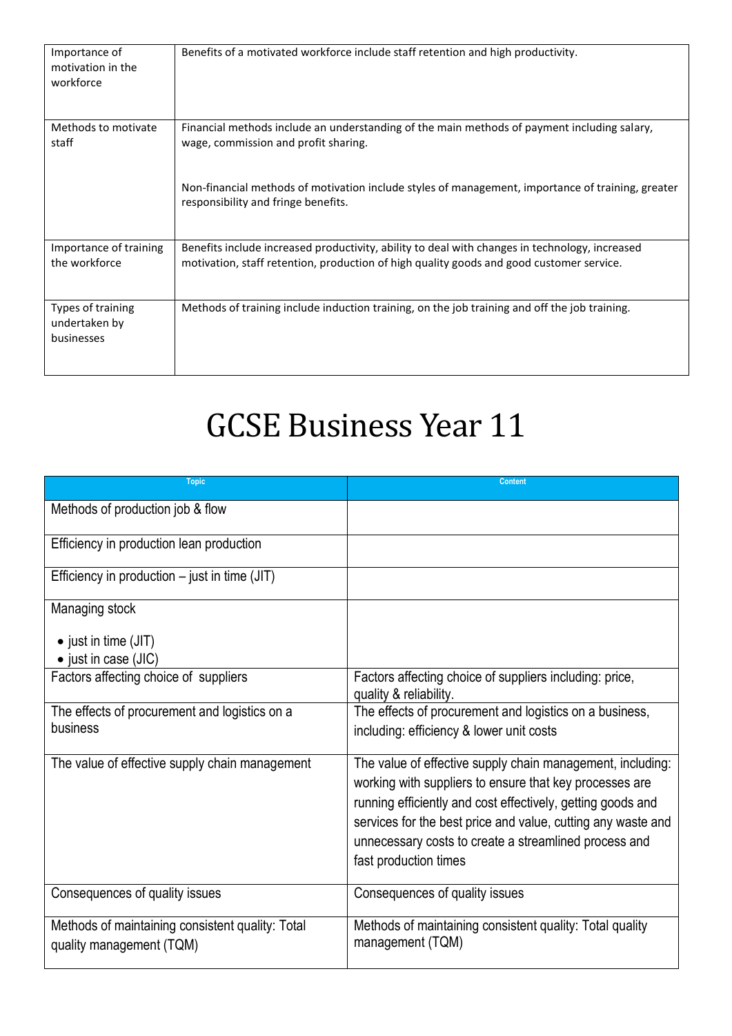| | |
|---|---|
| Importance of motivation in the workforce | Benefits of a motivated workforce include staff retention and high productivity. |
| Methods to motivate staff | Financial methods include an understanding of the main methods of payment including salary, wage, commission and profit sharing.<br><br>Non-financial methods of motivation include styles of management, importance of training, greater responsibility and fringe benefits. |
| Importance of training the workforce | Benefits include increased productivity, ability to deal with changes in technology, increased motivation, staff retention, production of high quality goods and good customer service. |
| Types of training undertaken by businesses | Methods of training include induction training, on the job training and off the job training. |

# GCSE Business Year 11

| Topic | Content |
|---|---|
| Methods of production job & flow | |
| Efficiency in production lean production | |
| Efficiency in production – just in time (JIT) | |
| Managing stock<br><br>• just in time (JIT)<br>• just in case (JIC) | |
| Factors affecting choice of suppliers | Factors affecting choice of suppliers including: price, quality & reliability. |
| The effects of procurement and logistics on a business | The effects of procurement and logistics on a business, including: efficiency & lower unit costs |
| The value of effective supply chain management | The value of effective supply chain management, including: working with suppliers to ensure that key processes are running efficiently and cost effectively, getting goods and services for the best price and value, cutting any waste and unnecessary costs to create a streamlined process and fast production times |
| Consequences of quality issues | Consequences of quality issues |
| Methods of maintaining consistent quality: Total quality management (TQM) | Methods of maintaining consistent quality: Total quality management (TQM) |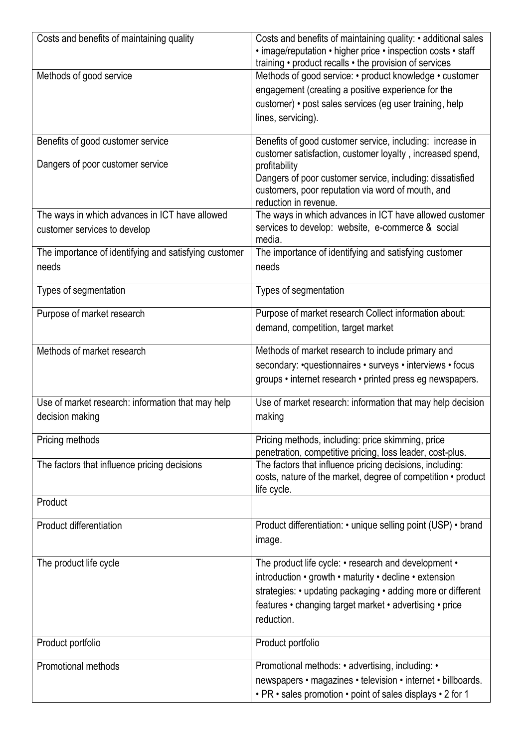| Costs and benefits of maintaining quality | Costs and benefits of maintaining quality: • additional sales • image/reputation • higher price • inspection costs • staff training • product recalls • the provision of services |
|---|---|
| Methods of good service | Methods of good service: • product knowledge • customer engagement (creating a positive experience for the customer) • post sales services (eg user training, help lines, servicing). |
| Benefits of good customer service<br><br>Dangers of poor customer service | Benefits of good customer service, including: increase in customer satisfaction, customer loyalty , increased spend, profitability<br>Dangers of poor customer service, including: dissatisfied customers, poor reputation via word of mouth, and reduction in revenue. |
| The ways in which advances in ICT have allowed customer services to develop | The ways in which advances in ICT have allowed customer services to develop: website, e-commerce & social media. |
| The importance of identifying and satisfying customer needs | The importance of identifying and satisfying customer needs |
| Types of segmentation | Types of segmentation |
| Purpose of market research | Purpose of market research Collect information about: demand, competition, target market |
| Methods of market research | Methods of market research to include primary and secondary: •questionnaires • surveys • interviews • focus groups • internet research • printed press eg newspapers. |
| Use of market research: information that may help decision making | Use of market research: information that may help decision making |
| Pricing methods | Pricing methods, including: price skimming, price penetration, competitive pricing, loss leader, cost-plus. |
| The factors that influence pricing decisions | The factors that influence pricing decisions, including: costs, nature of the market, degree of competition • product life cycle. |
| Product | |
| Product differentiation | Product differentiation: • unique selling point (USP) • brand image. |
| The product life cycle | The product life cycle: • research and development • introduction • growth • maturity • decline • extension strategies: • updating packaging • adding more or different features • changing target market • advertising • price reduction. |
| Product portfolio | Product portfolio |
| Promotional methods | Promotional methods: • advertising, including: • newspapers • magazines • television • internet • billboards. • PR • sales promotion • point of sales displays • 2 for 1 |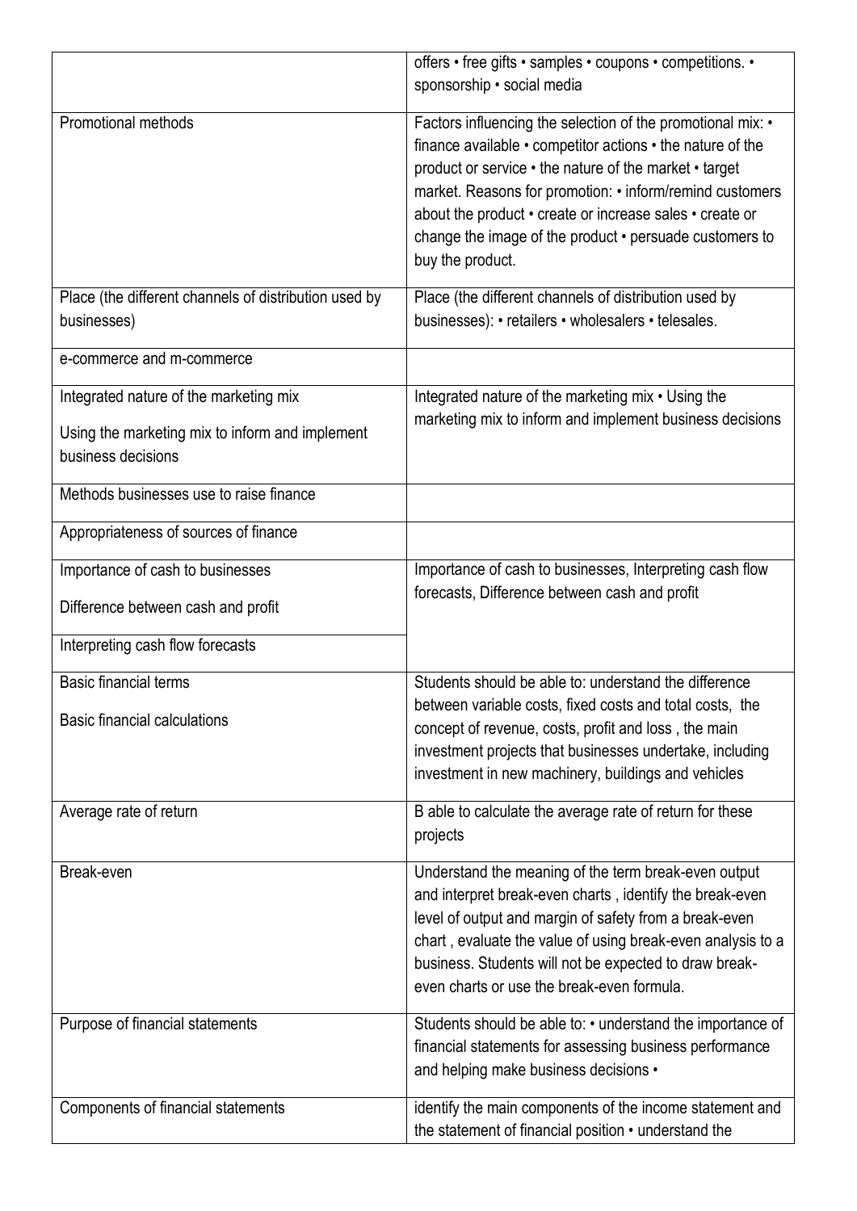| | |
|---|---|
| | offers • free gifts • samples • coupons • competitions. • sponsorship • social media |
| Promotional methods | Factors influencing the selection of the promotional mix: • finance available • competitor actions • the nature of the product or service • the nature of the market • target market. Reasons for promotion: • inform/remind customers about the product • create or increase sales • create or change the image of the product • persuade customers to buy the product. |
| Place (the different channels of distribution used by businesses) | Place (the different channels of distribution used by businesses): • retailers • wholesalers • telesales. |
| e-commerce and m-commerce | |
| Integrated nature of the marketing mix<br><br>Using the marketing mix to inform and implement business decisions | Integrated nature of the marketing mix • Using the marketing mix to inform and implement business decisions |
| Methods businesses use to raise finance | |
| Appropriateness of sources of finance | |
| Importance of cash to businesses<br><br>Difference between cash and profit<br><br>Interpreting cash flow forecasts | Importance of cash to businesses, Interpreting cash flow forecasts, Difference between cash and profit |
| Basic financial terms<br><br>Basic financial calculations | Students should be able to: understand the difference between variable costs, fixed costs and total costs, the concept of revenue, costs, profit and loss , the main investment projects that businesses undertake, including investment in new machinery, buildings and vehicles |
| Average rate of return | B able to calculate the average rate of return for these projects |
| Break-even | Understand the meaning of the term break-even output and interpret break-even charts , identify the break-even level of output and margin of safety from a break-even chart , evaluate the value of using break-even analysis to a business. Students will not be expected to draw break-even charts or use the break-even formula. |
| Purpose of financial statements | Students should be able to: • understand the importance of financial statements for assessing business performance and helping make business decisions • |
| Components of financial statements | identify the main components of the income statement and the statement of financial position • understand the |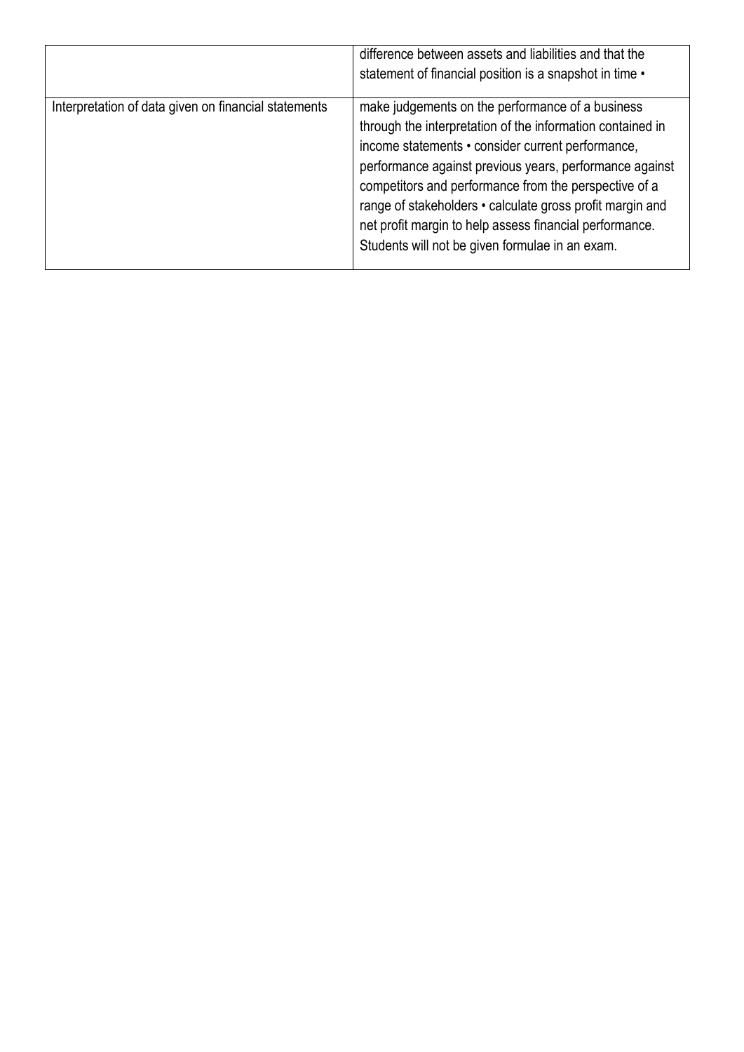| | |
|---|---|
| | difference between assets and liabilities and that the statement of financial position is a snapshot in time • |
| Interpretation of data given on financial statements | make judgements on the performance of a business through the interpretation of the information contained in income statements • consider current performance, performance against previous years, performance against competitors and performance from the perspective of a range of stakeholders • calculate gross profit margin and net profit margin to help assess financial performance. Students will not be given formulae in an exam. |